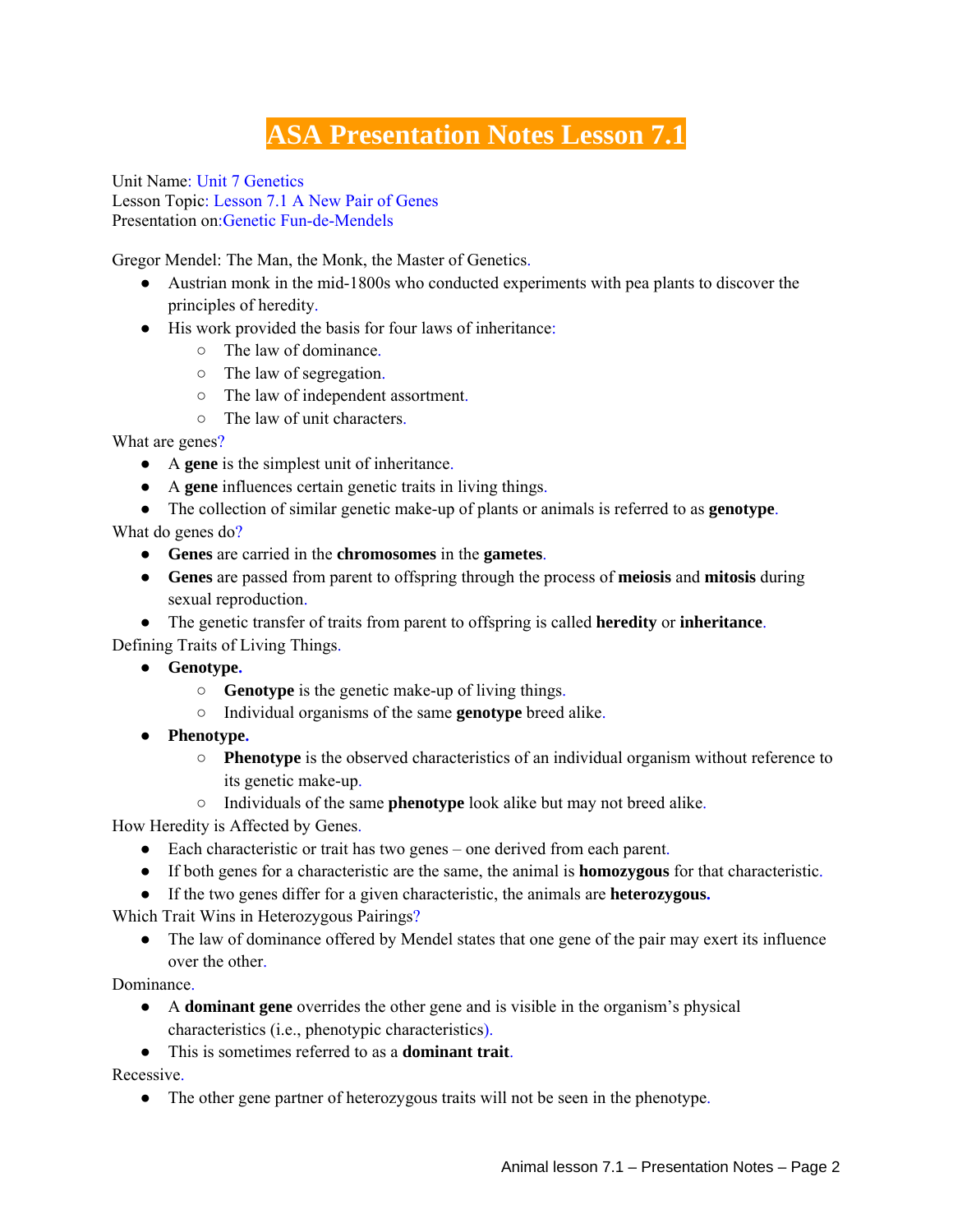# ASA Presentation Notes Lesson 7.1

Unit Name: Unit 7 Genetics
Lesson Topic: Lesson 7.1 A New Pair of Genes
Presentation on:Genetic Fun-de-Mendels

Gregor Mendel: The Man, the Monk, the Master of Genetics.

- Austrian monk in the mid-1800s who conducted experiments with pea plants to discover the principles of heredity.
- His work provided the basis for four laws of inheritance:
  - The law of dominance.
  - The law of segregation.
  - The law of independent assortment.
  - The law of unit characters.

What are genes?

- A **gene** is the simplest unit of inheritance.
- A **gene** influences certain genetic traits in living things.
- The collection of similar genetic make-up of plants or animals is referred to as **genotype**.

What do genes do?

- **Genes** are carried in the **chromosomes** in the **gametes**.
- **Genes** are passed from parent to offspring through the process of **meiosis** and **mitosis** during sexual reproduction.
- The genetic transfer of traits from parent to offspring is called **heredity** or **inheritance**.

Defining Traits of Living Things.

- **Genotype.**
  - **Genotype** is the genetic make-up of living things.
  - Individual organisms of the same **genotype** breed alike.
- **Phenotype.**
  - **Phenotype** is the observed characteristics of an individual organism without reference to its genetic make-up.
  - Individuals of the same **phenotype** look alike but may not breed alike.

How Heredity is Affected by Genes.

- Each characteristic or trait has two genes – one derived from each parent.
- If both genes for a characteristic are the same, the animal is **homozygous** for that characteristic.
- If the two genes differ for a given characteristic, the animals are **heterozygous.**

Which Trait Wins in Heterozygous Pairings?

- The law of dominance offered by Mendel states that one gene of the pair may exert its influence over the other.

Dominance.

- A **dominant gene** overrides the other gene and is visible in the organism's physical characteristics (i.e., phenotypic characteristics).
- This is sometimes referred to as a **dominant trait**.

Recessive.

- The other gene partner of heterozygous traits will not be seen in the phenotype.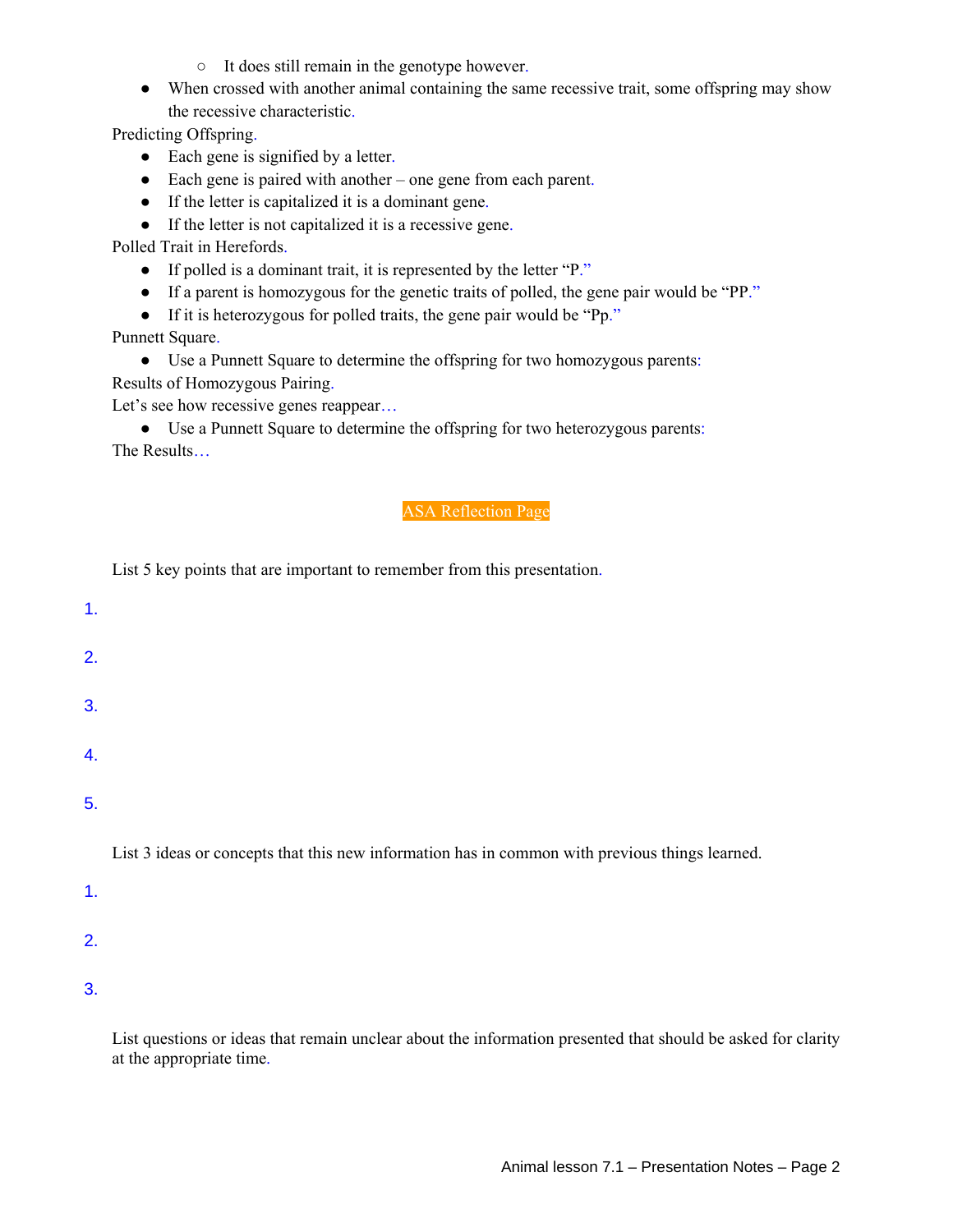- It does still remain in the genotype however.
- When crossed with another animal containing the same recessive trait, some offspring may show the recessive characteristic.

Predicting Offspring.

- Each gene is signified by a letter.
- Each gene is paired with another – one gene from each parent.
- If the letter is capitalized it is a dominant gene.
- If the letter is not capitalized it is a recessive gene.

Polled Trait in Herefords.

- If polled is a dominant trait, it is represented by the letter "P."
- If a parent is homozygous for the genetic traits of polled, the gene pair would be "PP."
- If it is heterozygous for polled traits, the gene pair would be "Pp."

Punnett Square.

- Use a Punnett Square to determine the offspring for two homozygous parents:

Results of Homozygous Pairing.

Let's see how recessive genes reappear…

- Use a Punnett Square to determine the offspring for two heterozygous parents:

The Results…

## ASA Reflection Page

List 5 key points that are important to remember from this presentation.

1.

2.

3.

4.

5.

List 3 ideas or concepts that this new information has in common with previous things learned.

1.

2.

3.

List questions or ideas that remain unclear about the information presented that should be asked for clarity at the appropriate time.